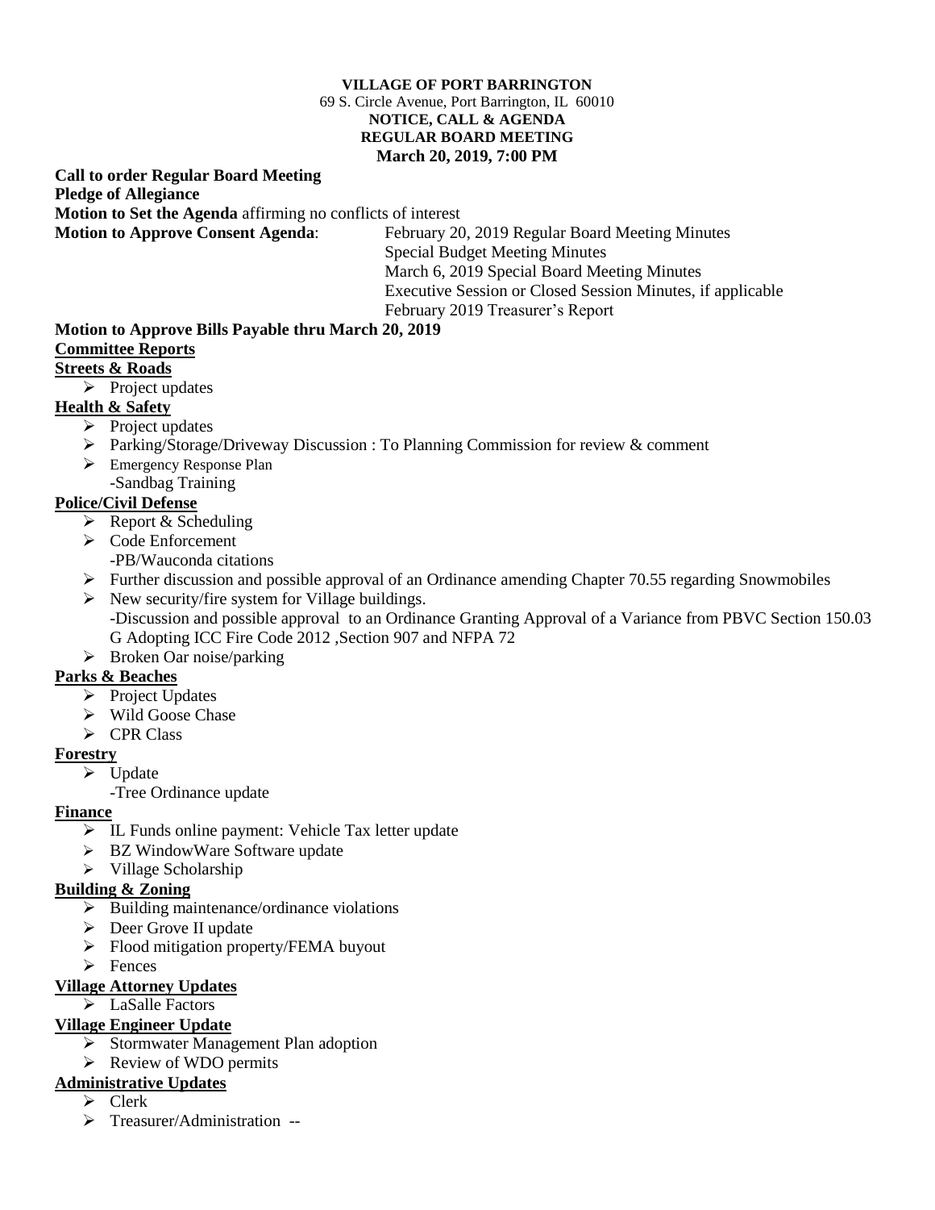**VILLAGE OF PORT BARRINGTON**
69 S. Circle Avenue, Port Barrington, IL 60010
**NOTICE, CALL & AGENDA**
**REGULAR BOARD MEETING**
**March 20, 2019, 7:00 PM**

**Call to order Regular Board Meeting**
**Pledge of Allegiance**
**Motion to Set the Agenda** affirming no conflicts of interest
**Motion to Approve Consent Agenda**:
- February 20, 2019 Regular Board Meeting Minutes
- Special Budget Meeting Minutes
- March 6, 2019 Special Board Meeting Minutes
- Executive Session or Closed Session Minutes, if applicable
- February 2019 Treasurer's Report

**Motion to Approve Bills Payable thru March 20, 2019**

**Committee Reports**

**Streets & Roads**
- Project updates

**Health & Safety**
- Project updates
- Parking/Storage/Driveway Discussion : To Planning Commission for review & comment
- Emergency Response Plan
  -Sandbag Training

**Police/Civil Defense**
- Report & Scheduling
- Code Enforcement
  -PB/Wauconda citations
- Further discussion and possible approval of an Ordinance amending Chapter 70.55 regarding Snowmobiles
- New security/fire system for Village buildings.
  -Discussion and possible approval to an Ordinance Granting Approval of a Variance from PBVC Section 150.03 G Adopting ICC Fire Code 2012 ,Section 907 and NFPA 72
- Broken Oar noise/parking

**Parks & Beaches**
- Project Updates
- Wild Goose Chase
- CPR Class

**Forestry**
- Update
  -Tree Ordinance update

**Finance**
- IL Funds online payment: Vehicle Tax letter update
- BZ WindowWare Software update
- Village Scholarship

**Building & Zoning**
- Building maintenance/ordinance violations
- Deer Grove II update
- Flood mitigation property/FEMA buyout
- Fences

**Village Attorney Updates**
- LaSalle Factors

**Village Engineer Update**
- Stormwater Management Plan adoption
- Review of WDO permits

**Administrative Updates**
- Clerk
- Treasurer/Administration --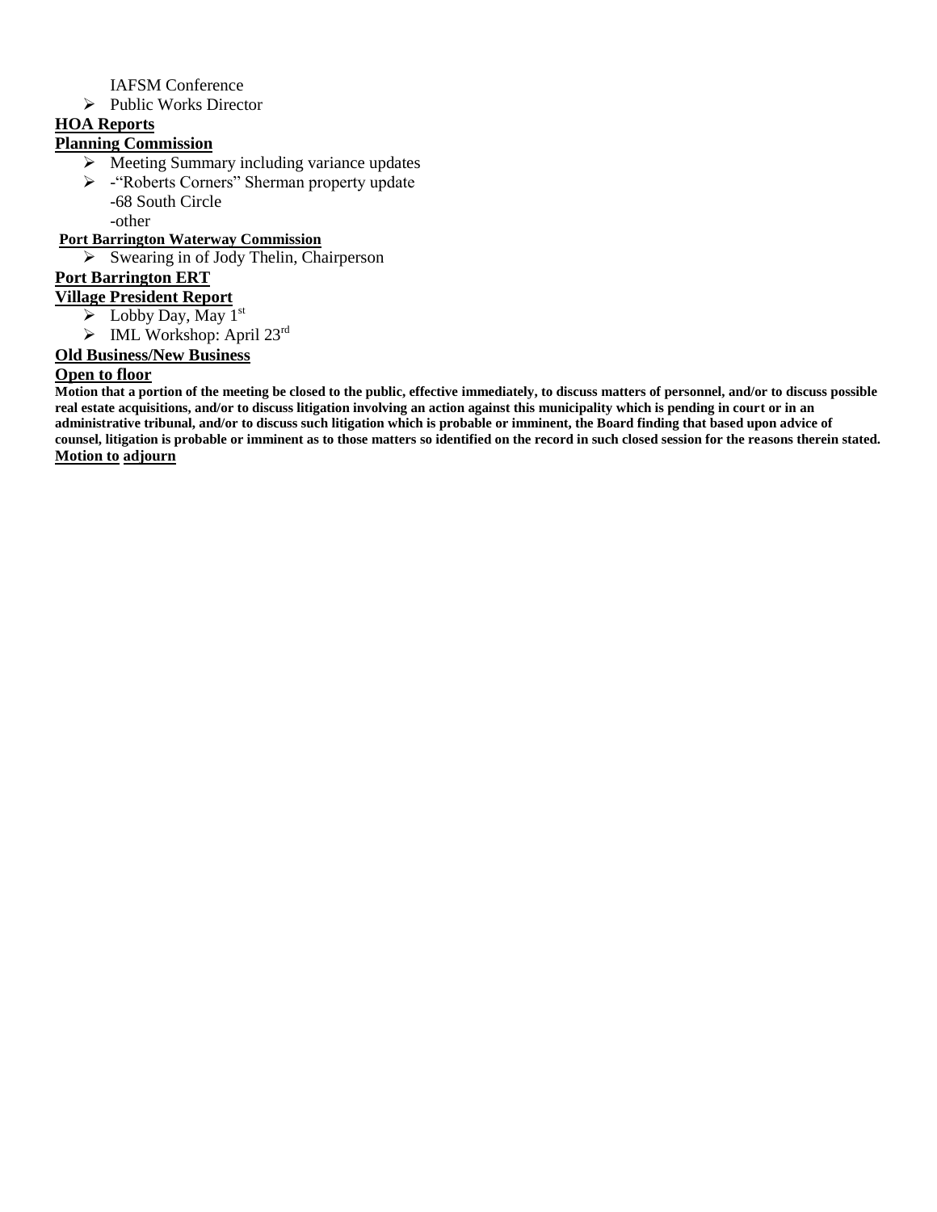IAFSM Conference

- Public Works Director

**HOA Reports**

**Planning Commission**

- Meeting Summary including variance updates
- -"Roberts Corners" Sherman property update
  -68 South Circle
  -other

**Port Barrington Waterway Commission**

- Swearing in of Jody Thelin, Chairperson

**Port Barrington ERT**

**Village President Report**

- Lobby Day, May 1st
- IML Workshop: April 23rd

**Old Business/New Business**

**Open to floor**

**Motion that a portion of the meeting be closed to the public, effective immediately, to discuss matters of personnel, and/or to discuss possible real estate acquisitions, and/or to discuss litigation involving an action against this municipality which is pending in court or in an administrative tribunal, and/or to discuss such litigation which is probable or imminent, the Board finding that based upon advice of counsel, litigation is probable or imminent as to those matters so identified on the record in such closed session for the reasons therein stated.**

**Motion to adjourn**